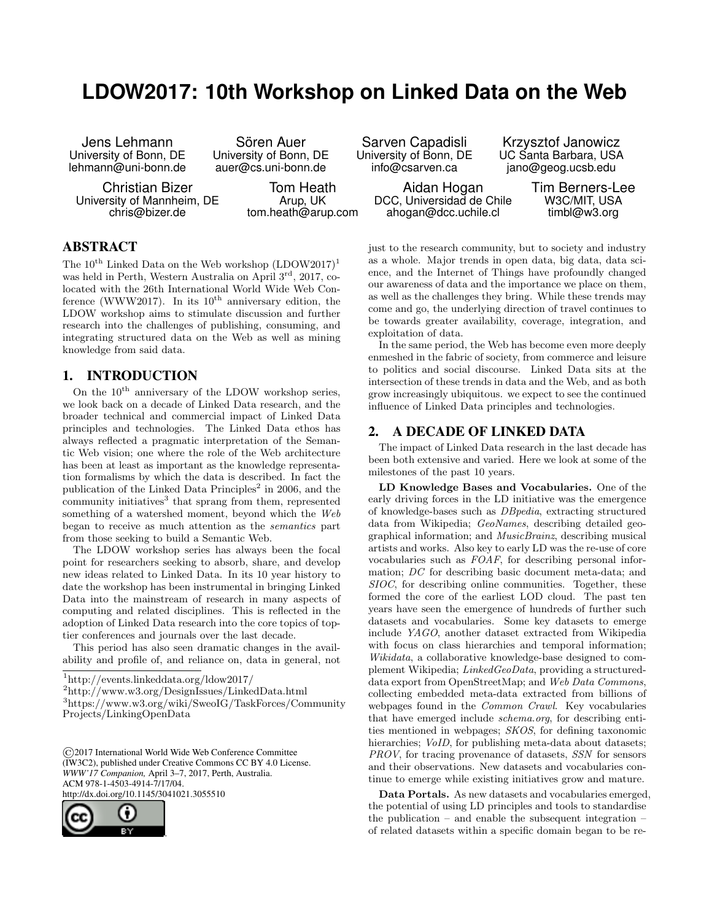# LDOW2017: 10th Workshop on Linked Data on the Web

Jens Lehmann
University of Bonn, DE
lehmann@uni-bonn.de

Sören Auer
University of Bonn, DE
auer@cs.uni-bonn.de

Sarven Capadisli
University of Bonn, DE
info@csarven.ca

Krzysztof Janowicz
UC Santa Barbara, USA
jano@geog.ucsb.edu

Christian Bizer
University of Mannheim, DE
chris@bizer.de

Tom Heath
Arup, UK
tom.heath@arup.com

Aidan Hogan
DCC, Universidad de Chile
ahogan@dcc.uchile.cl

Tim Berners-Lee
W3C/MIT, USA
timbl@w3.org

## ABSTRACT

The 10th Linked Data on the Web workshop (LDOW2017)[1] was held in Perth, Western Australia on April 3rd, 2017, co-located with the 26th International World Wide Web Conference (WWW2017). In its 10th anniversary edition, the LDOW workshop aims to stimulate discussion and further research into the challenges of publishing, consuming, and integrating structured data on the Web as well as mining knowledge from said data.

## 1. INTRODUCTION

On the 10th anniversary of the LDOW workshop series, we look back on a decade of Linked Data research, and the broader technical and commercial impact of Linked Data principles and technologies. The Linked Data ethos has always reflected a pragmatic interpretation of the Semantic Web vision; one where the role of the Web architecture has been at least as important as the knowledge representation formalisms by which the data is described. In fact the publication of the Linked Data Principles[2] in 2006, and the community initiatives[3] that sprang from them, represented something of a watershed moment, beyond which the *Web* began to receive as much attention as the *semantics* part from those seeking to build a Semantic Web.

The LDOW workshop series has always been the focal point for researchers seeking to absorb, share, and develop new ideas related to Linked Data. In its 10 year history to date the workshop has been instrumental in bringing Linked Data into the mainstream of research in many aspects of computing and related disciplines. This is reflected in the adoption of Linked Data research into the core topics of top-tier conferences and journals over the last decade.

This period has also seen dramatic changes in the availability and profile of, and reliance on, data in general, not just to the research community, but to society and industry as a whole. Major trends in open data, big data, data science, and the Internet of Things have profoundly changed our awareness of data and the importance we place on them, as well as the challenges they bring. While these trends may come and go, the underlying direction of travel continues to be towards greater availability, coverage, integration, and exploitation of data.

In the same period, the Web has become even more deeply enmeshed in the fabric of society, from commerce and leisure to politics and social discourse. Linked Data sits at the intersection of these trends in data and the Web, and as both grow increasingly ubiquitous. we expect to see the continued influence of Linked Data principles and technologies.

## 2. A DECADE OF LINKED DATA

The impact of Linked Data research in the last decade has been both extensive and varied. Here we look at some of the milestones of the past 10 years.

**LD Knowledge Bases and Vocabularies.** One of the early driving forces in the LD initiative was the emergence of knowledge-bases such as *DBpedia*, extracting structured data from Wikipedia; *GeoNames*, describing detailed geographical information; and *MusicBrainz*, describing musical artists and works. Also key to early LD was the re-use of core vocabularies such as *FOAF*, for describing personal information; *DC* for describing basic document meta-data; and *SIOC*, for describing online communities. Together, these formed the core of the earliest LOD cloud. The past ten years have seen the emergence of hundreds of further such datasets and vocabularies. Some key datasets to emerge include *YAGO*, another dataset extracted from Wikipedia with focus on class hierarchies and temporal information; *Wikidata*, a collaborative knowledge-base designed to complement Wikipedia; *LinkedGeoData*, providing a structured-data export from OpenStreetMap; and *Web Data Commons*, collecting embedded meta-data extracted from billions of webpages found in the *Common Crawl*. Key vocabularies that have emerged include *schema.org*, for describing entities mentioned in webpages; *SKOS*, for defining taxonomic hierarchies; *VoID*, for publishing meta-data about datasets; *PROV*, for tracing provenance of datasets, *SSN* for sensors and their observations. New datasets and vocabularies continue to emerge while existing initiatives grow and mature.

**Data Portals.** As new datasets and vocabularies emerged, the potential of using LD principles and tools to standardise the publication – and enable the subsequent integration – of related datasets within a specific domain began to be re-

[1] http://events.linkeddata.org/ldow2017/

[2] http://www.w3.org/DesignIssues/LinkedData.html

[3] https://www.w3.org/wiki/SweoIG/TaskForces/CommunityProjects/LinkingOpenData

©2017 International World Wide Web Conference Committee (IW3C2), published under Creative Commons CC BY 4.0 License.
*WWW'17 Companion,* April 3–7, 2017, Perth, Australia.
ACM 978-1-4503-4914-7/17/04.
http://dx.doi.org/10.1145/3041021.3055510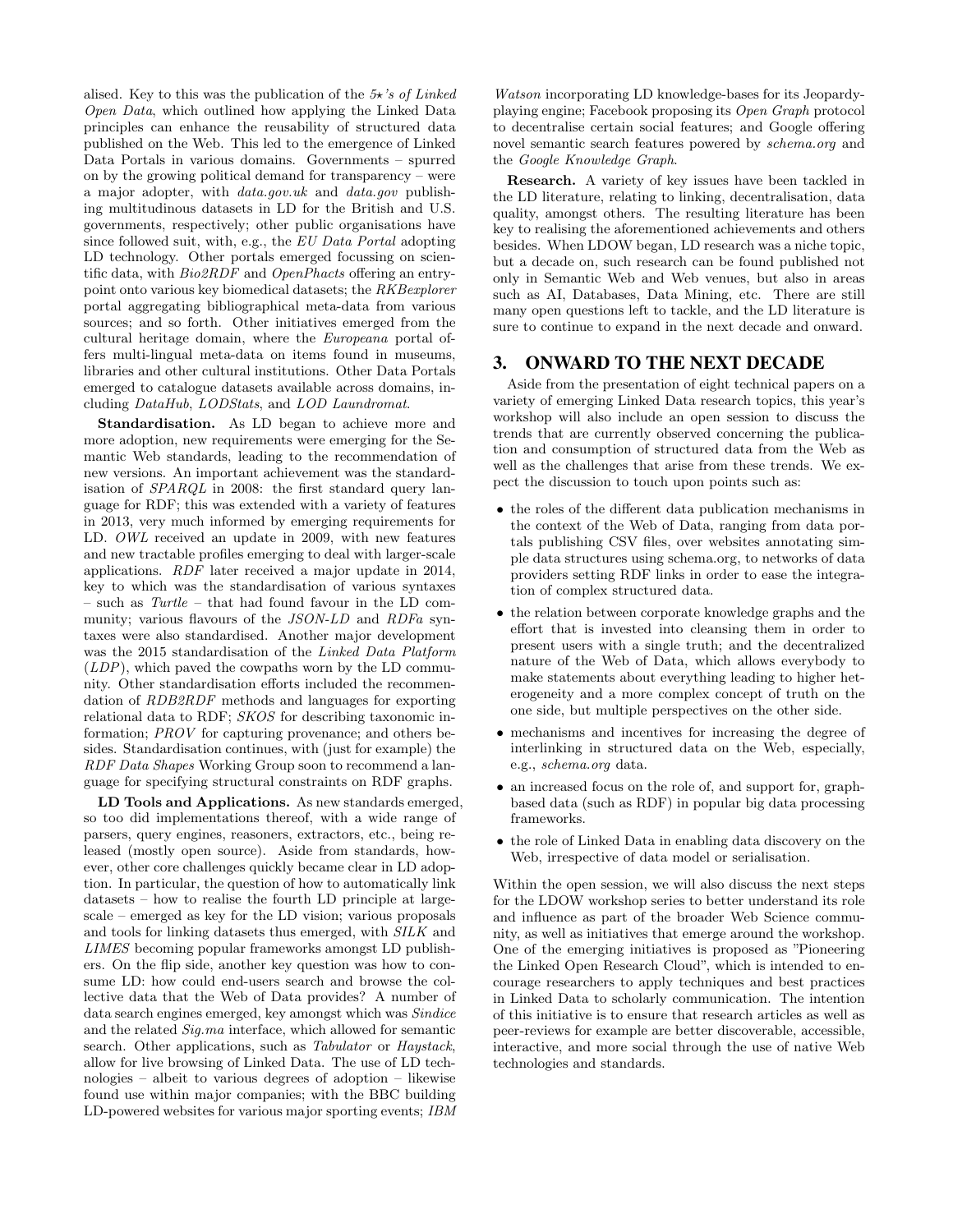alised. Key to this was the publication of the *5⋆'s of Linked Open Data*, which outlined how applying the Linked Data principles can enhance the reusability of structured data published on the Web. This led to the emergence of Linked Data Portals in various domains. Governments – spurred on by the growing political demand for transparency – were a major adopter, with *data.gov.uk* and *data.gov* publishing multitudinous datasets in LD for the British and U.S. governments, respectively; other public organisations have since followed suit, with, e.g., the *EU Data Portal* adopting LD technology. Other portals emerged focussing on scientific data, with *Bio2RDF* and *OpenPhacts* offering an entry-point onto various key biomedical datasets; the *RKBexplorer* portal aggregating bibliographical meta-data from various sources; and so forth. Other initiatives emerged from the cultural heritage domain, where the *Europeana* portal offers multi-lingual meta-data on items found in museums, libraries and other cultural institutions. Other Data Portals emerged to catalogue datasets available across domains, including *DataHub*, *LODStats*, and *LOD Laundromat*.

**Standardisation.** As LD began to achieve more and more adoption, new requirements were emerging for the Semantic Web standards, leading to the recommendation of new versions. An important achievement was the standardisation of *SPARQL* in 2008: the first standard query language for RDF; this was extended with a variety of features in 2013, very much informed by emerging requirements for LD. *OWL* received an update in 2009, with new features and new tractable profiles emerging to deal with larger-scale applications. *RDF* later received a major update in 2014, key to which was the standardisation of various syntaxes – such as *Turtle* – that had found favour in the LD community; various flavours of the *JSON-LD* and *RDFa* syntaxes were also standardised. Another major development was the 2015 standardisation of the *Linked Data Platform* (*LDP*), which paved the cowpaths worn by the LD community. Other standardisation efforts included the recommendation of *RDB2RDF* methods and languages for exporting relational data to RDF; *SKOS* for describing taxonomic information; *PROV* for capturing provenance; and others besides. Standardisation continues, with (just for example) the *RDF Data Shapes* Working Group soon to recommend a language for specifying structural constraints on RDF graphs.

**LD Tools and Applications.** As new standards emerged, so too did implementations thereof, with a wide range of parsers, query engines, reasoners, extractors, etc., being released (mostly open source). Aside from standards, however, other core challenges quickly became clear in LD adoption. In particular, the question of how to automatically link datasets – how to realise the fourth LD principle at large-scale – emerged as key for the LD vision; various proposals and tools for linking datasets thus emerged, with *SILK* and *LIMES* becoming popular frameworks amongst LD publishers. On the flip side, another key question was how to consume LD: how could end-users search and browse the collective data that the Web of Data provides? A number of data search engines emerged, key amongst which was *Sindice* and the related *Sig.ma* interface, which allowed for semantic search. Other applications, such as *Tabulator* or *Haystack*, allow for live browsing of Linked Data. The use of LD technologies – albeit to various degrees of adoption – likewise found use within major companies; with the BBC building LD-powered websites for various major sporting events; *IBM Watson* incorporating LD knowledge-bases for its Jeopardy-playing engine; Facebook proposing its *Open Graph* protocol to decentralise certain social features; and Google offering novel semantic search features powered by *schema.org* and the *Google Knowledge Graph*.

**Research.** A variety of key issues have been tackled in the LD literature, relating to linking, decentralisation, data quality, amongst others. The resulting literature has been key to realising the aforementioned achievements and others besides. When LDOW began, LD research was a niche topic, but a decade on, such research can be found published not only in Semantic Web and Web venues, but also in areas such as AI, Databases, Data Mining, etc. There are still many open questions left to tackle, and the LD literature is sure to continue to expand in the next decade and onward.

## 3. ONWARD TO THE NEXT DECADE

Aside from the presentation of eight technical papers on a variety of emerging Linked Data research topics, this year's workshop will also include an open session to discuss the trends that are currently observed concerning the publication and consumption of structured data from the Web as well as the challenges that arise from these trends. We expect the discussion to touch upon points such as:

- the roles of the different data publication mechanisms in the context of the Web of Data, ranging from data portals publishing CSV files, over websites annotating simple data structures using schema.org, to networks of data providers setting RDF links in order to ease the integration of complex structured data.
- the relation between corporate knowledge graphs and the effort that is invested into cleansing them in order to present users with a single truth; and the decentralized nature of the Web of Data, which allows everybody to make statements about everything leading to higher heterogeneity and a more complex concept of truth on the one side, but multiple perspectives on the other side.
- mechanisms and incentives for increasing the degree of interlinking in structured data on the Web, especially, e.g., *schema.org* data.
- an increased focus on the role of, and support for, graph-based data (such as RDF) in popular big data processing frameworks.
- the role of Linked Data in enabling data discovery on the Web, irrespective of data model or serialisation.

Within the open session, we will also discuss the next steps for the LDOW workshop series to better understand its role and influence as part of the broader Web Science community, as well as initiatives that emerge around the workshop. One of the emerging initiatives is proposed as "Pioneering the Linked Open Research Cloud", which is intended to encourage researchers to apply techniques and best practices in Linked Data to scholarly communication. The intention of this initiative is to ensure that research articles as well as peer-reviews for example are better discoverable, accessible, interactive, and more social through the use of native Web technologies and standards.